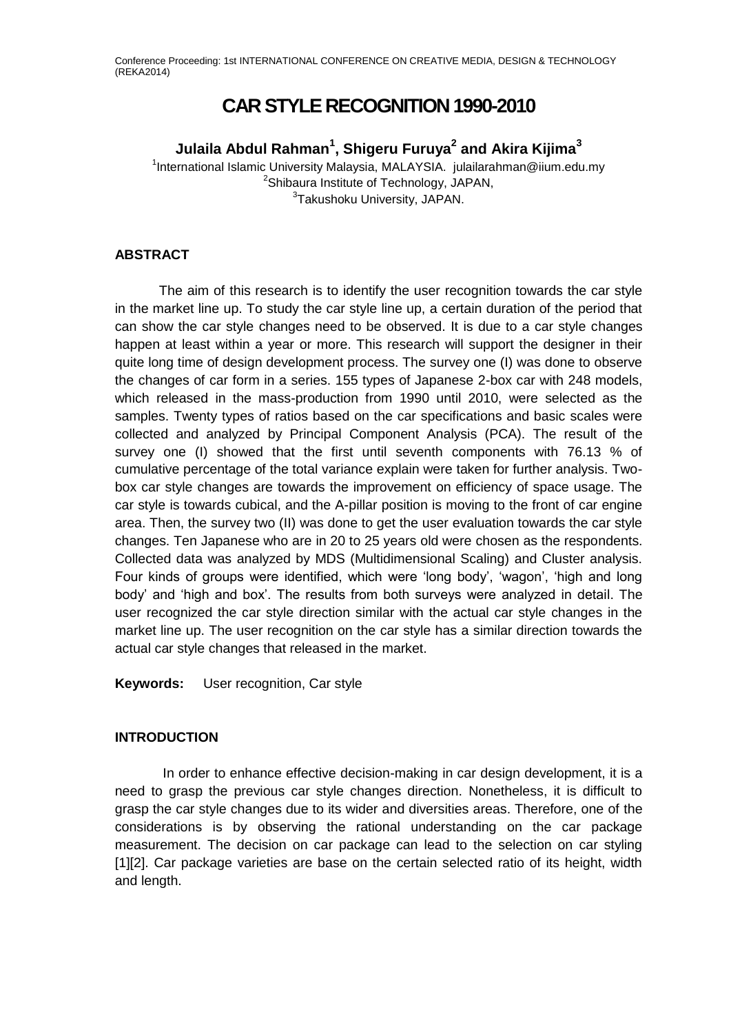# CAR STYLE RECOGNITION 1990-2010

**Julaila Abdul Rahman[1], Shigeru Furuya[2] and Akira Kijima[3]**

[1]International Islamic University Malaysia, MALAYSIA. julailarahman@iium.edu.my
[2]Shibaura Institute of Technology, JAPAN,
[3]Takushoku University, JAPAN.

## ABSTRACT

The aim of this research is to identify the user recognition towards the car style in the market line up. To study the car style line up, a certain duration of the period that can show the car style changes need to be observed. It is due to a car style changes happen at least within a year or more. This research will support the designer in their quite long time of design development process. The survey one (I) was done to observe the changes of car form in a series. 155 types of Japanese 2-box car with 248 models, which released in the mass-production from 1990 until 2010, were selected as the samples. Twenty types of ratios based on the car specifications and basic scales were collected and analyzed by Principal Component Analysis (PCA). The result of the survey one (I) showed that the first until seventh components with 76.13 % of cumulative percentage of the total variance explain were taken for further analysis. Two-box car style changes are towards the improvement on efficiency of space usage. The car style is towards cubical, and the A-pillar position is moving to the front of car engine area. Then, the survey two (II) was done to get the user evaluation towards the car style changes. Ten Japanese who are in 20 to 25 years old were chosen as the respondents. Collected data was analyzed by MDS (Multidimensional Scaling) and Cluster analysis. Four kinds of groups were identified, which were 'long body', 'wagon', 'high and long body' and 'high and box'. The results from both surveys were analyzed in detail. The user recognized the car style direction similar with the actual car style changes in the market line up. The user recognition on the car style has a similar direction towards the actual car style changes that released in the market.

**Keywords:** User recognition, Car style

## INTRODUCTION

In order to enhance effective decision-making in car design development, it is a need to grasp the previous car style changes direction. Nonetheless, it is difficult to grasp the car style changes due to its wider and diversities areas. Therefore, one of the considerations is by observing the rational understanding on the car package measurement. The decision on car package can lead to the selection on car styling [1][2]. Car package varieties are base on the certain selected ratio of its height, width and length.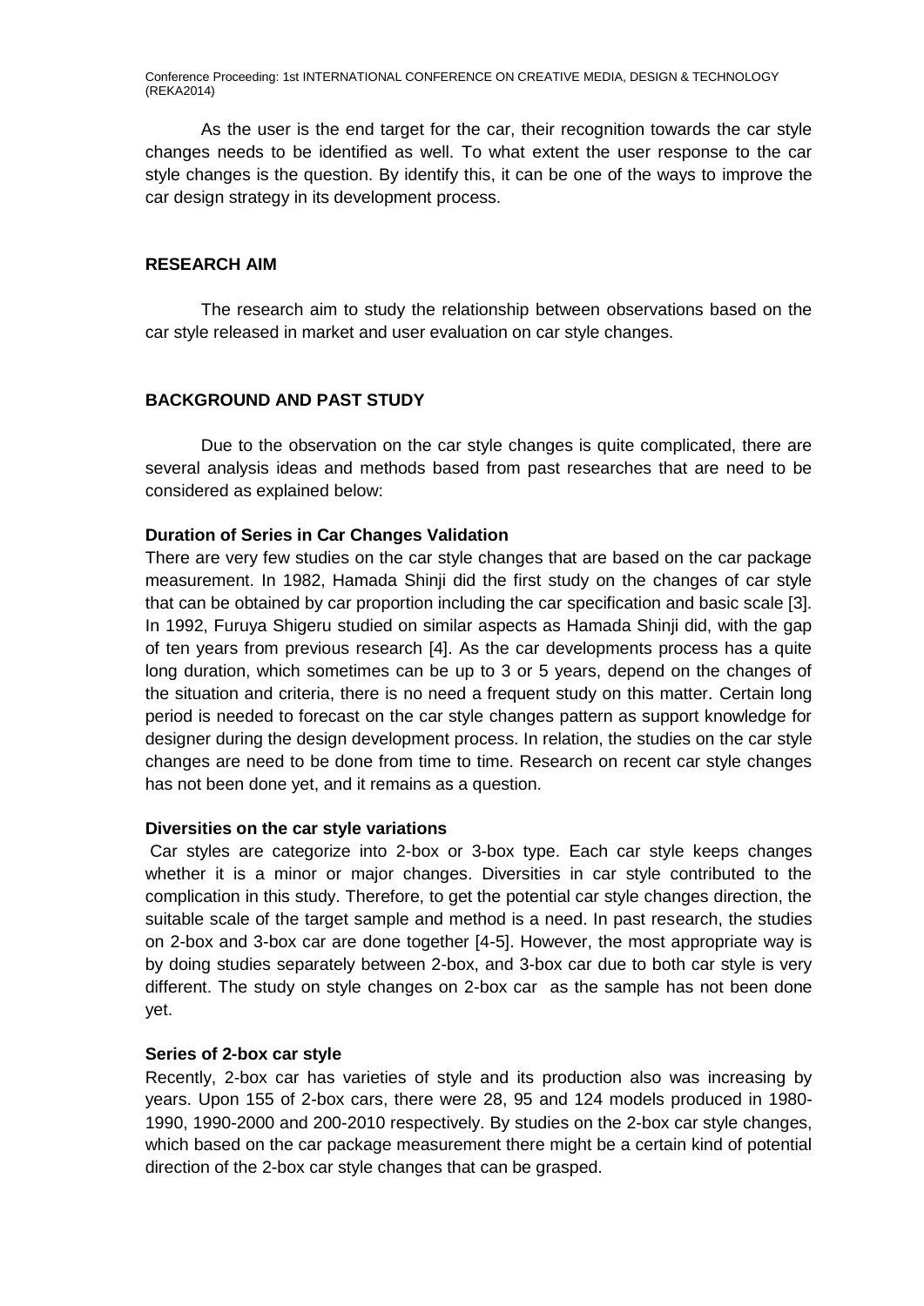As the user is the end target for the car, their recognition towards the car style changes needs to be identified as well. To what extent the user response to the car style changes is the question. By identify this, it can be one of the ways to improve the car design strategy in its development process.

## RESEARCH AIM

The research aim to study the relationship between observations based on the car style released in market and user evaluation on car style changes.

## BACKGROUND AND PAST STUDY

Due to the observation on the car style changes is quite complicated, there are several analysis ideas and methods based from past researches that are need to be considered as explained below:

### Duration of Series in Car Changes Validation

There are very few studies on the car style changes that are based on the car package measurement. In 1982, Hamada Shinji did the first study on the changes of car style that can be obtained by car proportion including the car specification and basic scale [3]. In 1992, Furuya Shigeru studied on similar aspects as Hamada Shinji did, with the gap of ten years from previous research [4]. As the car developments process has a quite long duration, which sometimes can be up to 3 or 5 years, depend on the changes of the situation and criteria, there is no need a frequent study on this matter. Certain long period is needed to forecast on the car style changes pattern as support knowledge for designer during the design development process. In relation, the studies on the car style changes are need to be done from time to time. Research on recent car style changes has not been done yet, and it remains as a question.

### Diversities on the car style variations

Car styles are categorize into 2-box or 3-box type. Each car style keeps changes whether it is a minor or major changes. Diversities in car style contributed to the complication in this study. Therefore, to get the potential car style changes direction, the suitable scale of the target sample and method is a need. In past research, the studies on 2-box and 3-box car are done together [4-5]. However, the most appropriate way is by doing studies separately between 2-box, and 3-box car due to both car style is very different. The study on style changes on 2-box car as the sample has not been done yet.

### Series of 2-box car style

Recently, 2-box car has varieties of style and its production also was increasing by years. Upon 155 of 2-box cars, there were 28, 95 and 124 models produced in 1980-1990, 1990-2000 and 200-2010 respectively. By studies on the 2-box car style changes, which based on the car package measurement there might be a certain kind of potential direction of the 2-box car style changes that can be grasped.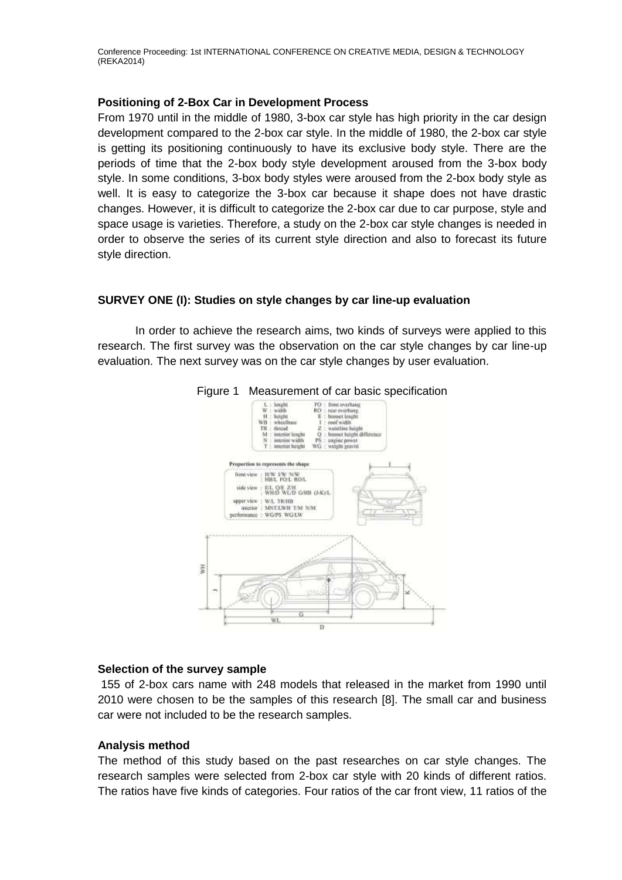### Positioning of 2-Box Car in Development Process

From 1970 until in the middle of 1980, 3-box car style has high priority in the car design development compared to the 2-box car style. In the middle of 1980, the 2-box car style is getting its positioning continuously to have its exclusive body style. There are the periods of time that the 2-box body style development aroused from the 3-box body style. In some conditions, 3-box body styles were aroused from the 2-box body style as well. It is easy to categorize the 3-box car because it shape does not have drastic changes. However, it is difficult to categorize the 2-box car due to car purpose, style and space usage is varieties. Therefore, a study on the 2-box car style changes is needed in order to observe the series of its current style direction and also to forecast its future style direction.

### SURVEY ONE (I): Studies on style changes by car line-up evaluation

In order to achieve the research aims, two kinds of surveys were applied to this research. The first survey was the observation on the car style changes by car line-up evaluation. The next survey was on the car style changes by user evaluation.

Figure 1 Measurement of car basic specification

### Selection of the survey sample

155 of 2-box cars name with 248 models that released in the market from 1990 until 2010 were chosen to be the samples of this research [8]. The small car and business car were not included to be the research samples.

### Analysis method

The method of this study based on the past researches on car style changes. The research samples were selected from 2-box car style with 20 kinds of different ratios. The ratios have five kinds of categories. Four ratios of the car front view, 11 ratios of the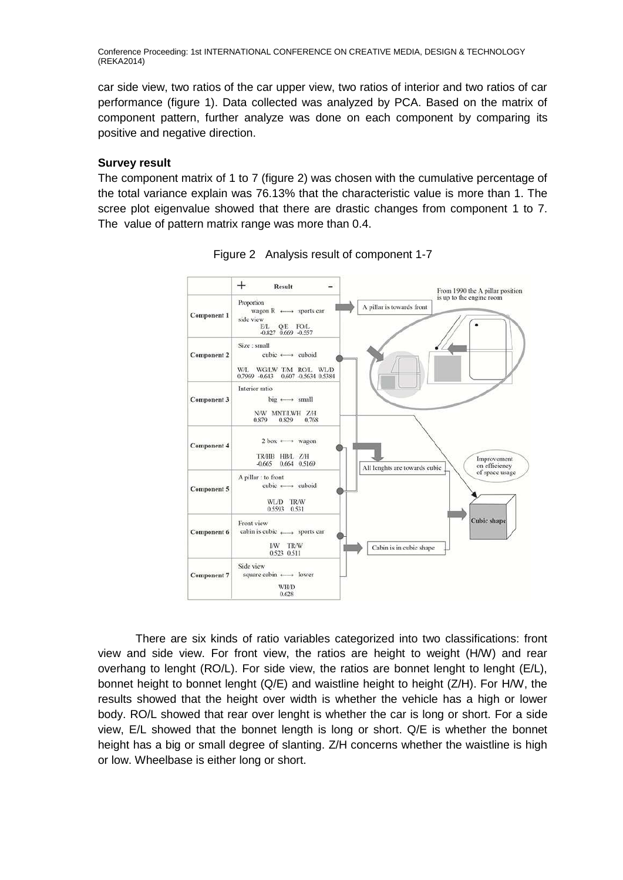car side view, two ratios of the car upper view, two ratios of interior and two ratios of car performance (figure 1). Data collected was analyzed by PCA. Based on the matrix of component pattern, further analyze was done on each component by comparing its positive and negative direction.

**Survey result**

The component matrix of 1 to 7 (figure 2) was chosen with the cumulative percentage of the total variance explain was 76.13% that the characteristic value is more than 1. The scree plot eigenvalue showed that there are drastic changes from component 1 to 7. The value of pattern matrix range was more than 0.4.

Figure 2 Analysis result of component 1-7

| | + Result − |
|---|---|
| Component 1 | Proportion: wagon R ⟷ sports car; side view; E/L -0.827, Q/E 0.669, FO/L -0.557 |
| Component 2 | Size: small; cubic ⟷ cuboid; W/L 0.7969, WG/LW -0.643, T/M 0.607, RO/L -0.5634, WL/D 0.5384 |
| Component 3 | Interior ratio; big ⟷ small; N/W 0.879, MNT/LWH 0.829, Z/H 0.768 |
| Component 4 | 2 box ⟷ wagon; TR/HB -0.665, HB/L 0.664, Z/H 0.5169 |
| Component 5 | A pillar: to front; cubic ⟷ cuboid; WL/D 0.5593, TR/W 0.531 |
| Component 6 | Front view; cabin is cubic ⟷ sports car; I/W 0.523, TR/W 0.511 |
| Component 7 | Side view; square cabin ⟷ lower; WH/D 0.628 |

From 1990 the A pillar position is up to the engine room; A pillar is towards front; All lenghts are towards cubic; Cabin is in cubic shape; Improvement on efficiency of space usage; Cubic shape

There are six kinds of ratio variables categorized into two classifications: front view and side view. For front view, the ratios are height to weight (H/W) and rear overhang to lenght (RO/L). For side view, the ratios are bonnet lenght to lenght (E/L), bonnet height to bonnet lenght (Q/E) and waistline height to height (Z/H). For H/W, the results showed that the height over width is whether the vehicle has a high or lower body. RO/L showed that rear over lenght is whether the car is long or short. For a side view, E/L showed that the bonnet length is long or short. Q/E is whether the bonnet height has a big or small degree of slanting. Z/H concerns whether the waistline is high or low. Wheelbase is either long or short.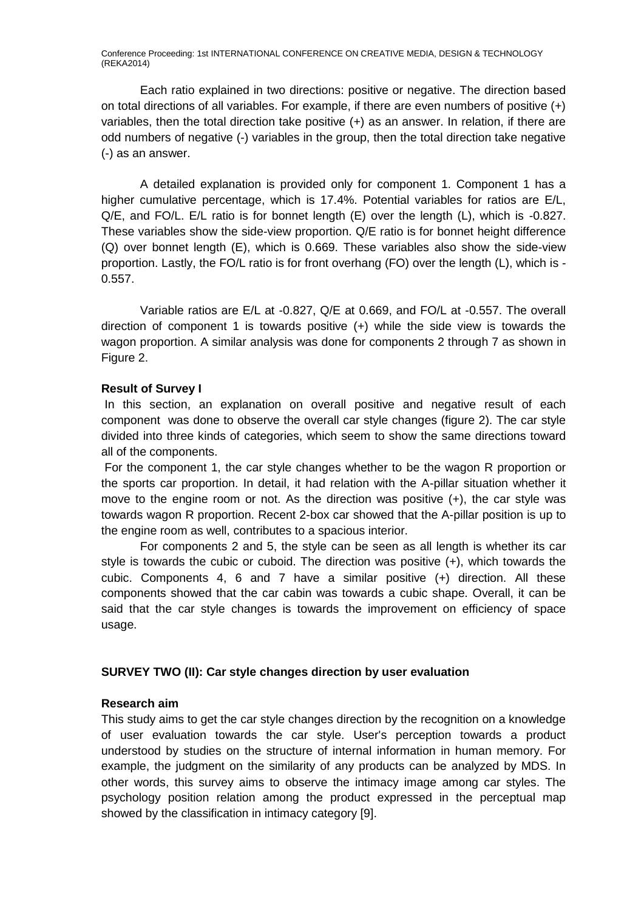Each ratio explained in two directions: positive or negative. The direction based on total directions of all variables. For example, if there are even numbers of positive (+) variables, then the total direction take positive (+) as an answer. In relation, if there are odd numbers of negative (-) variables in the group, then the total direction take negative (-) as an answer.

A detailed explanation is provided only for component 1. Component 1 has a higher cumulative percentage, which is 17.4%. Potential variables for ratios are E/L, Q/E, and FO/L. E/L ratio is for bonnet length (E) over the length (L), which is -0.827. These variables show the side-view proportion. Q/E ratio is for bonnet height difference (Q) over bonnet length (E), which is 0.669. These variables also show the side-view proportion. Lastly, the FO/L ratio is for front overhang (FO) over the length (L), which is -0.557.

Variable ratios are E/L at -0.827, Q/E at 0.669, and FO/L at -0.557. The overall direction of component 1 is towards positive (+) while the side view is towards the wagon proportion. A similar analysis was done for components 2 through 7 as shown in Figure 2.

**Result of Survey I**

In this section, an explanation on overall positive and negative result of each component was done to observe the overall car style changes (figure 2). The car style divided into three kinds of categories, which seem to show the same directions toward all of the components.

For the component 1, the car style changes whether to be the wagon R proportion or the sports car proportion. In detail, it had relation with the A-pillar situation whether it move to the engine room or not. As the direction was positive (+), the car style was towards wagon R proportion. Recent 2-box car showed that the A-pillar position is up to the engine room as well, contributes to a spacious interior.

For components 2 and 5, the style can be seen as all length is whether its car style is towards the cubic or cuboid. The direction was positive (+), which towards the cubic. Components 4, 6 and 7 have a similar positive (+) direction. All these components showed that the car cabin was towards a cubic shape. Overall, it can be said that the car style changes is towards the improvement on efficiency of space usage.

**SURVEY TWO (II): Car style changes direction by user evaluation**

**Research aim**

This study aims to get the car style changes direction by the recognition on a knowledge of user evaluation towards the car style. User's perception towards a product understood by studies on the structure of internal information in human memory. For example, the judgment on the similarity of any products can be analyzed by MDS. In other words, this survey aims to observe the intimacy image among car styles. The psychology position relation among the product expressed in the perceptual map showed by the classification in intimacy category [9].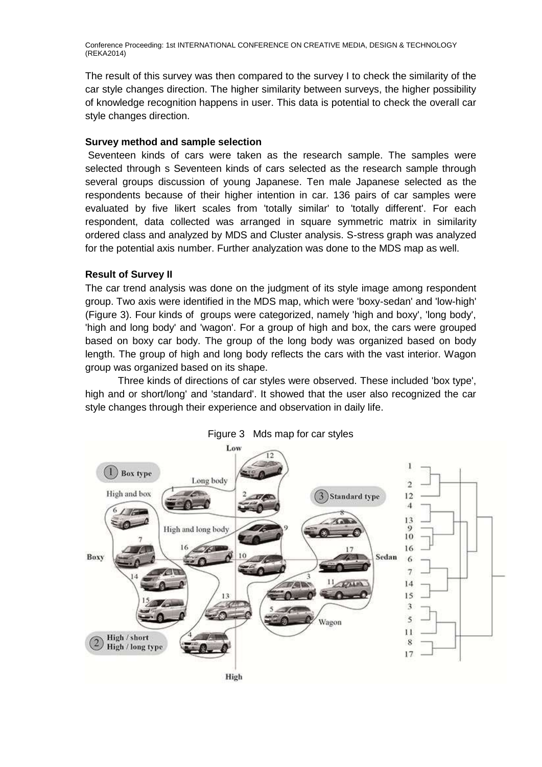The result of this survey was then compared to the survey I to check the similarity of the car style changes direction. The higher similarity between surveys, the higher possibility of knowledge recognition happens in user. This data is potential to check the overall car style changes direction.

### Survey method and sample selection

Seventeen kinds of cars were taken as the research sample. The samples were selected through s Seventeen kinds of cars selected as the research sample through several groups discussion of young Japanese. Ten male Japanese selected as the respondents because of their higher intention in car. 136 pairs of car samples were evaluated by five likert scales from 'totally similar' to 'totally different'. For each respondent, data collected was arranged in square symmetric matrix in similarity ordered class and analyzed by MDS and Cluster analysis. S-stress graph was analyzed for the potential axis number. Further analyzation was done to the MDS map as well.

### Result of Survey II

The car trend analysis was done on the judgment of its style image among respondent group. Two axis were identified in the MDS map, which were 'boxy-sedan' and 'low-high' (Figure 3). Four kinds of groups were categorized, namely 'high and boxy', 'long body', 'high and long body' and 'wagon'. For a group of high and box, the cars were grouped based on boxy car body. The group of the long body was organized based on body length. The group of high and long body reflects the cars with the vast interior. Wagon group was organized based on its shape.

Three kinds of directions of car styles were observed. These included 'box type', high and or short/long' and 'standard'. It showed that the user also recognized the car style changes through their experience and observation in daily life.

Figure 3 Mds map for car styles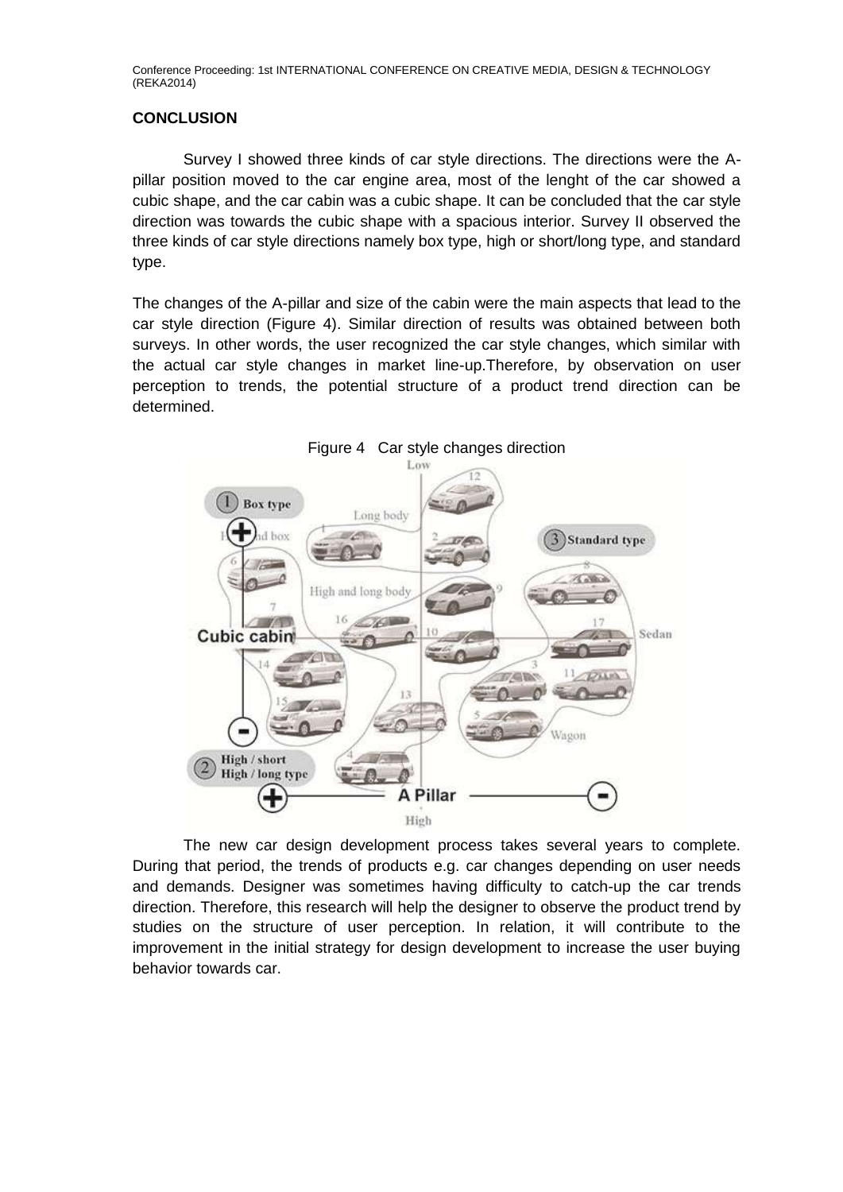## CONCLUSION

Survey I showed three kinds of car style directions. The directions were the A-pillar position moved to the car engine area, most of the lenght of the car showed a cubic shape, and the car cabin was a cubic shape. It can be concluded that the car style direction was towards the cubic shape with a spacious interior. Survey II observed the three kinds of car style directions namely box type, high or short/long type, and standard type.

The changes of the A-pillar and size of the cabin were the main aspects that lead to the car style direction (Figure 4). Similar direction of results was obtained between both surveys. In other words, the user recognized the car style changes, which similar with the actual car style changes in market line-up.Therefore, by observation on user perception to trends, the potential structure of a product trend direction can be determined.

Figure 4 Car style changes direction

The new car design development process takes several years to complete. During that period, the trends of products e.g. car changes depending on user needs and demands. Designer was sometimes having difficulty to catch-up the car trends direction. Therefore, this research will help the designer to observe the product trend by studies on the structure of user perception. In relation, it will contribute to the improvement in the initial strategy for design development to increase the user buying behavior towards car.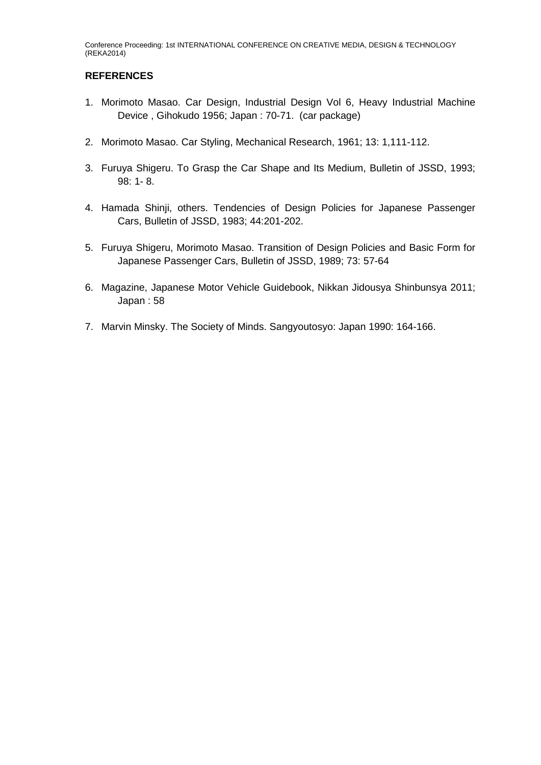## REFERENCES

1. Morimoto Masao. Car Design, Industrial Design Vol 6, Heavy Industrial Machine Device , Gihokudo 1956; Japan : 70-71. (car package)

2. Morimoto Masao. Car Styling, Mechanical Research, 1961; 13: 1,111-112.

3. Furuya Shigeru. To Grasp the Car Shape and Its Medium, Bulletin of JSSD, 1993; 98: 1- 8.

4. Hamada Shinji, others. Tendencies of Design Policies for Japanese Passenger Cars, Bulletin of JSSD, 1983; 44:201-202.

5. Furuya Shigeru, Morimoto Masao. Transition of Design Policies and Basic Form for Japanese Passenger Cars, Bulletin of JSSD, 1989; 73: 57-64

6. Magazine, Japanese Motor Vehicle Guidebook, Nikkan Jidousya Shinbunsya 2011; Japan : 58

7. Marvin Minsky. The Society of Minds. Sangyoutosyo: Japan 1990: 164-166.